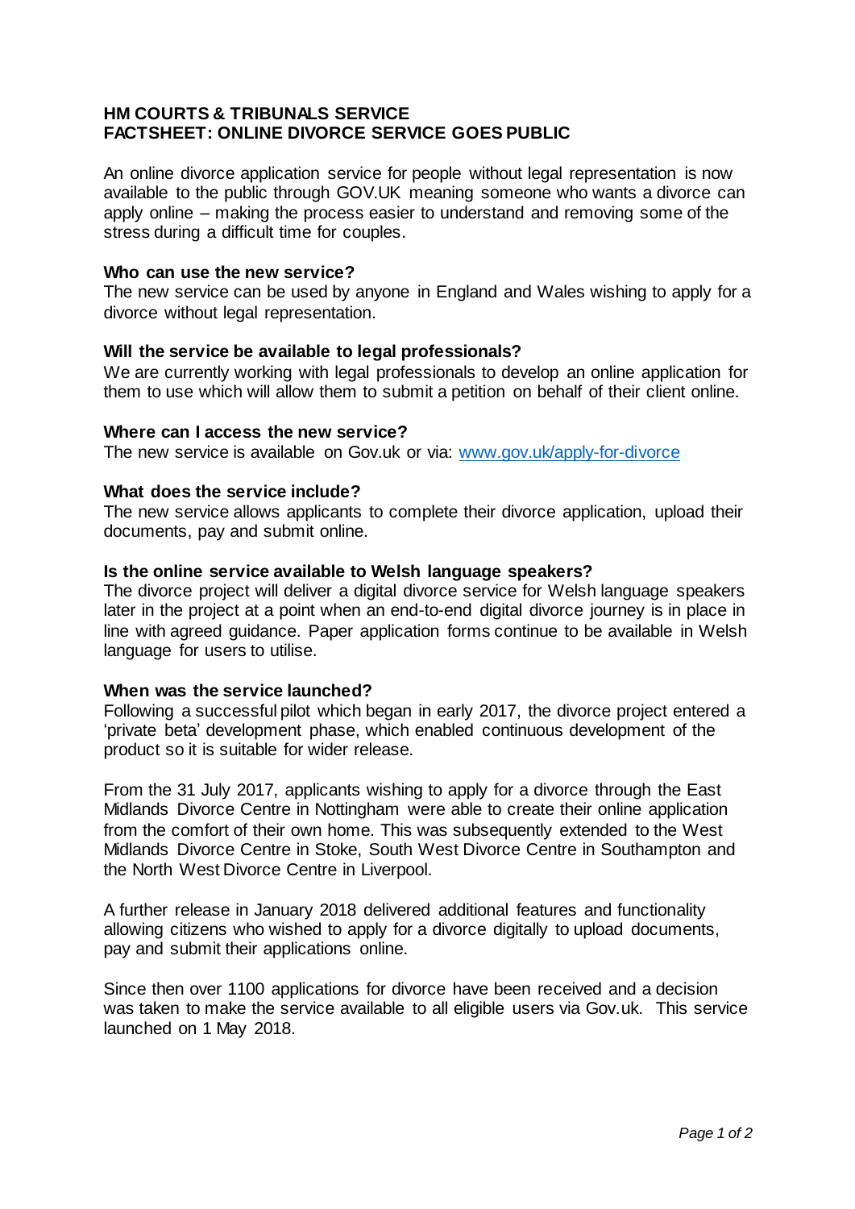# HM COURTS & TRIBUNALS SERVICE
# FACTSHEET: ONLINE DIVORCE SERVICE GOES PUBLIC

An online divorce application service for people without legal representation is now available to the public through GOV.UK meaning someone who wants a divorce can apply online – making the process easier to understand and removing some of the stress during a difficult time for couples.

**Who can use the new service?**
The new service can be used by anyone in England and Wales wishing to apply for a divorce without legal representation.

**Will the service be available to legal professionals?**
We are currently working with legal professionals to develop an online application for them to use which will allow them to submit a petition on behalf of their client online.

**Where can I access the new service?**
The new service is available on Gov.uk or via: [www.gov.uk/apply-for-divorce](www.gov.uk/apply-for-divorce)

**What does the service include?**
The new service allows applicants to complete their divorce application, upload their documents, pay and submit online.

**Is the online service available to Welsh language speakers?**
The divorce project will deliver a digital divorce service for Welsh language speakers later in the project at a point when an end-to-end digital divorce journey is in place in line with agreed guidance. Paper application forms continue to be available in Welsh language for users to utilise.

**When was the service launched?**
Following a successful pilot which began in early 2017, the divorce project entered a 'private beta' development phase, which enabled continuous development of the product so it is suitable for wider release.

From the 31 July 2017, applicants wishing to apply for a divorce through the East Midlands Divorce Centre in Nottingham were able to create their online application from the comfort of their own home. This was subsequently extended to the West Midlands Divorce Centre in Stoke, South West Divorce Centre in Southampton and the North West Divorce Centre in Liverpool.

A further release in January 2018 delivered additional features and functionality allowing citizens who wished to apply for a divorce digitally to upload documents, pay and submit their applications online.

Since then over 1100 applications for divorce have been received and a decision was taken to make the service available to all eligible users via Gov.uk. This service launched on 1 May 2018.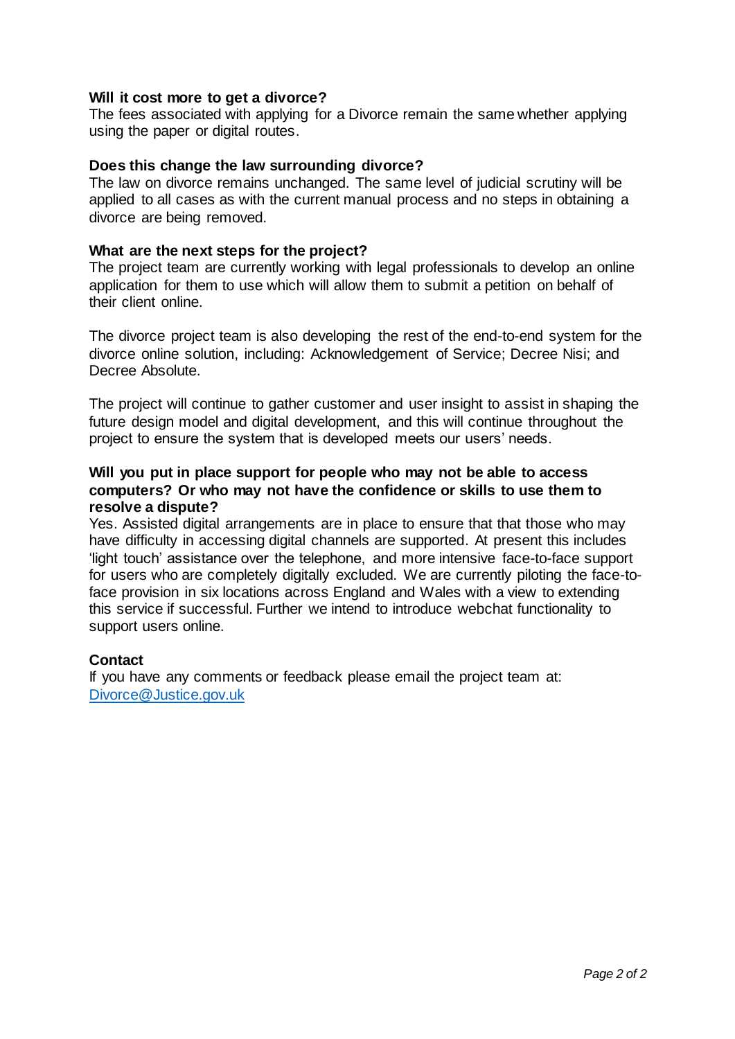**Will it cost more to get a divorce?**
The fees associated with applying for a Divorce remain the same whether applying using the paper or digital routes.

**Does this change the law surrounding divorce?**
The law on divorce remains unchanged. The same level of judicial scrutiny will be applied to all cases as with the current manual process and no steps in obtaining a divorce are being removed.

**What are the next steps for the project?**
The project team are currently working with legal professionals to develop an online application for them to use which will allow them to submit a petition on behalf of their client online.

The divorce project team is also developing the rest of the end-to-end system for the divorce online solution, including: Acknowledgement of Service; Decree Nisi; and Decree Absolute.

The project will continue to gather customer and user insight to assist in shaping the future design model and digital development, and this will continue throughout the project to ensure the system that is developed meets our users' needs.

**Will you put in place support for people who may not be able to access computers? Or who may not have the confidence or skills to use them to resolve a dispute?**
Yes. Assisted digital arrangements are in place to ensure that that those who may have difficulty in accessing digital channels are supported. At present this includes 'light touch' assistance over the telephone, and more intensive face-to-face support for users who are completely digitally excluded. We are currently piloting the face-to-face provision in six locations across England and Wales with a view to extending this service if successful. Further we intend to introduce webchat functionality to support users online.

**Contact**
If you have any comments or feedback please email the project team at:
[Divorce@Justice.gov.uk](mailto:Divorce@Justice.gov.uk)